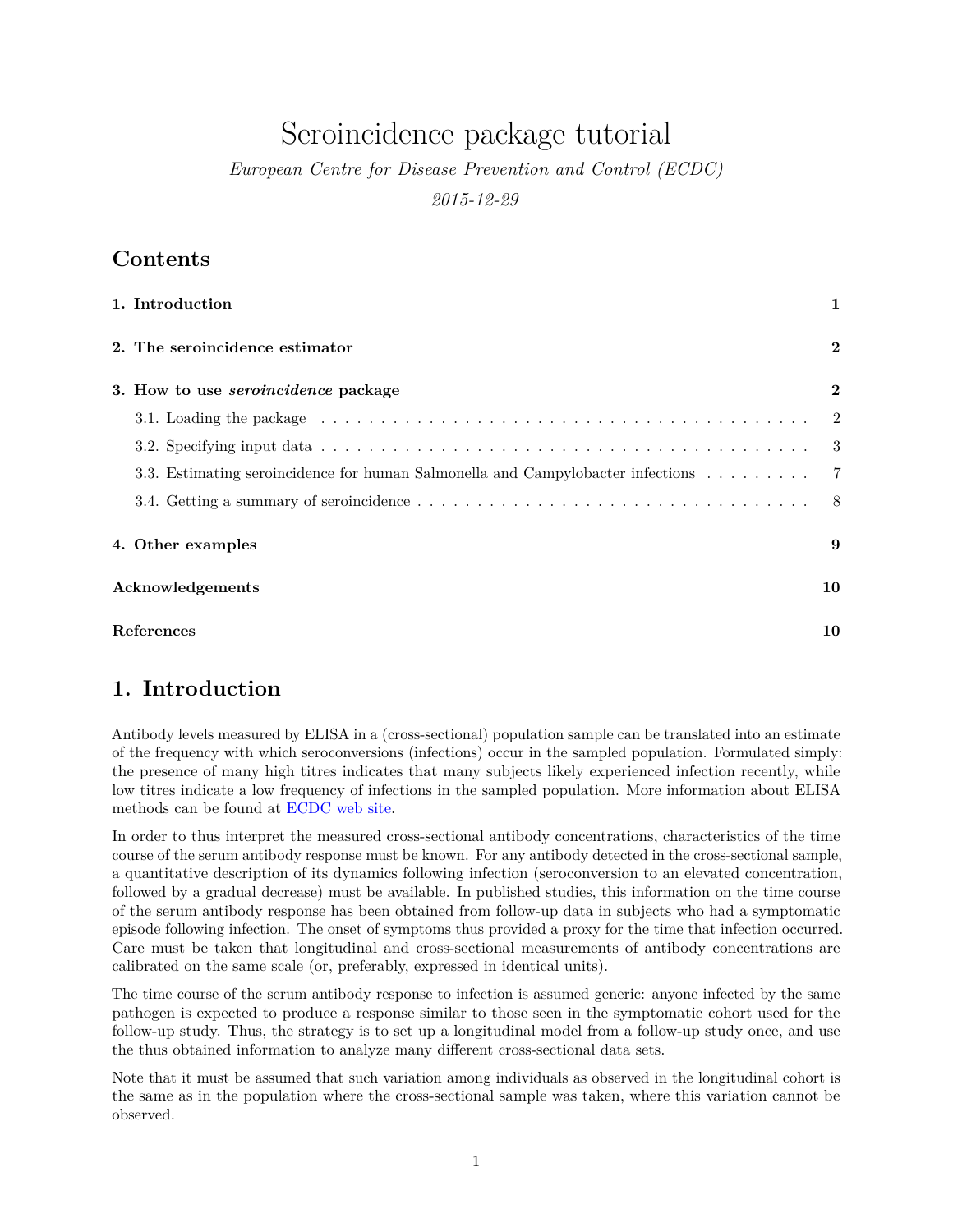# Seroincidence package tutorial

*European Centre for Disease Prevention and Control (ECDC)*

*2015-12-29*

## Contents

**1. Introduction** **1**

**2. The seroincidence estimator** **2**

**3. How to use *seroincidence* package** **2**

3.1. Loading the package . . . . . . . . . . . . . . . . . . . . . . . . . . . . . . . . . . . . . . . . 2

3.2. Specifying input data . . . . . . . . . . . . . . . . . . . . . . . . . . . . . . . . . . . . . . . . 3

3.3. Estimating seroincidence for human Salmonella and Campylobacter infections . . . . . . . . . 7

3.4. Getting a summary of seroincidence . . . . . . . . . . . . . . . . . . . . . . . . . . . . . . . . 8

**4. Other examples** **9**

**Acknowledgements** **10**

**References** **10**

## 1. Introduction

Antibody levels measured by ELISA in a (cross-sectional) population sample can be translated into an estimate of the frequency with which seroconversions (infections) occur in the sampled population. Formulated simply: the presence of many high titres indicates that many subjects likely experienced infection recently, while low titres indicate a low frequency of infections in the sampled population. More information about ELISA methods can be found at ECDC web site.

In order to thus interpret the measured cross-sectional antibody concentrations, characteristics of the time course of the serum antibody response must be known. For any antibody detected in the cross-sectional sample, a quantitative description of its dynamics following infection (seroconversion to an elevated concentration, followed by a gradual decrease) must be available. In published studies, this information on the time course of the serum antibody response has been obtained from follow-up data in subjects who had a symptomatic episode following infection. The onset of symptoms thus provided a proxy for the time that infection occurred. Care must be taken that longitudinal and cross-sectional measurements of antibody concentrations are calibrated on the same scale (or, preferably, expressed in identical units).

The time course of the serum antibody response to infection is assumed generic: anyone infected by the same pathogen is expected to produce a response similar to those seen in the symptomatic cohort used for the follow-up study. Thus, the strategy is to set up a longitudinal model from a follow-up study once, and use the thus obtained information to analyze many different cross-sectional data sets.

Note that it must be assumed that such variation among individuals as observed in the longitudinal cohort is the same as in the population where the cross-sectional sample was taken, where this variation cannot be observed.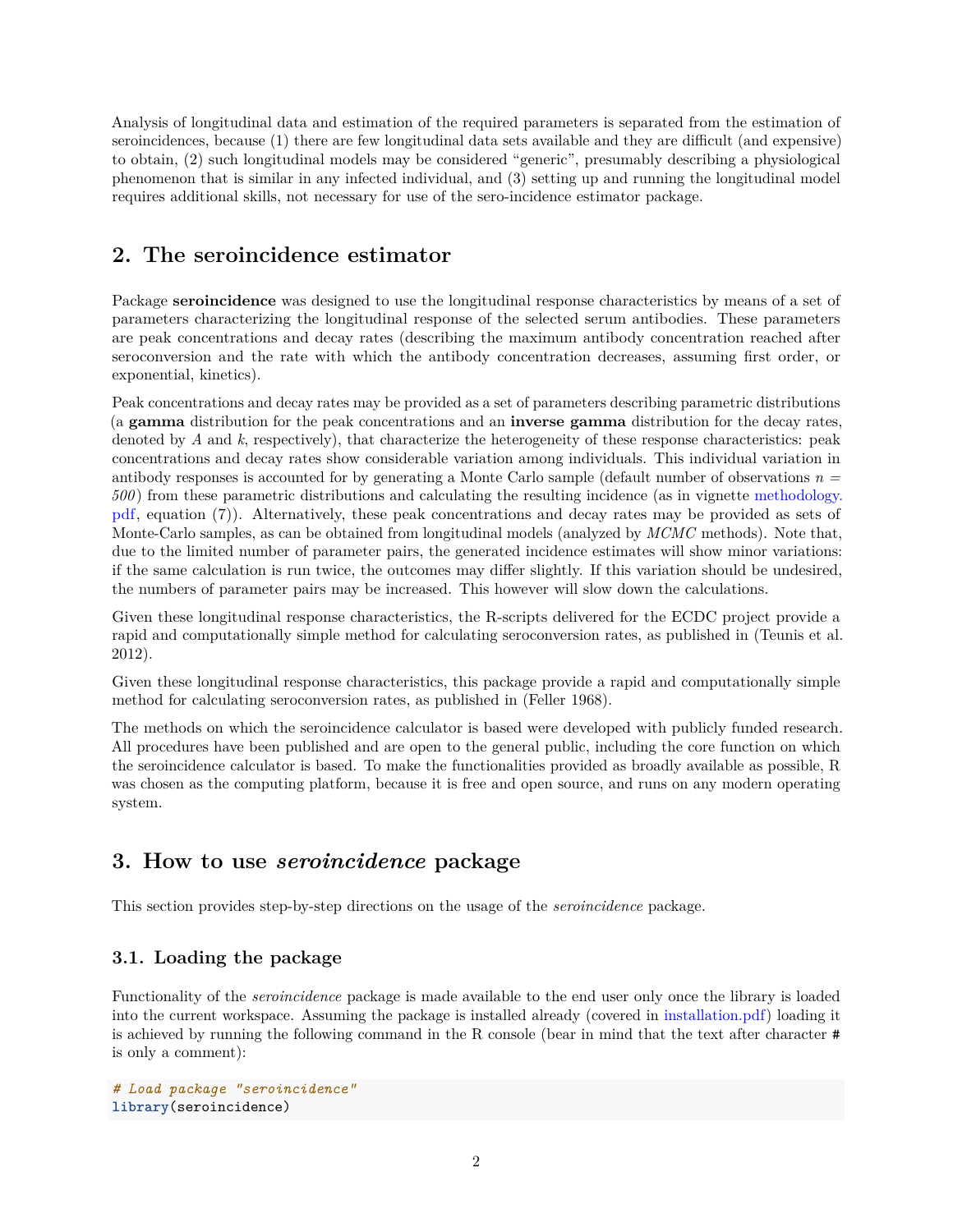Analysis of longitudinal data and estimation of the required parameters is separated from the estimation of seroincidences, because (1) there are few longitudinal data sets available and they are difficult (and expensive) to obtain, (2) such longitudinal models may be considered "generic", presumably describing a physiological phenomenon that is similar in any infected individual, and (3) setting up and running the longitudinal model requires additional skills, not necessary for use of the sero-incidence estimator package.

## 2. The seroincidence estimator

Package **seroincidence** was designed to use the longitudinal response characteristics by means of a set of parameters characterizing the longitudinal response of the selected serum antibodies. These parameters are peak concentrations and decay rates (describing the maximum antibody concentration reached after seroconversion and the rate with which the antibody concentration decreases, assuming first order, or exponential, kinetics).

Peak concentrations and decay rates may be provided as a set of parameters describing parametric distributions (a **gamma** distribution for the peak concentrations and an **inverse gamma** distribution for the decay rates, denoted by $A$ and $k$, respectively), that characterize the heterogeneity of these response characteristics: peak concentrations and decay rates show considerable variation among individuals. This individual variation in antibody responses is accounted for by generating a Monte Carlo sample (default number of observations $n = 500$) from these parametric distributions and calculating the resulting incidence (as in vignette methodology.pdf, equation (7)). Alternatively, these peak concentrations and decay rates may be provided as sets of Monte-Carlo samples, as can be obtained from longitudinal models (analyzed by *MCMC* methods). Note that, due to the limited number of parameter pairs, the generated incidence estimates will show minor variations: if the same calculation is run twice, the outcomes may differ slightly. If this variation should be undesired, the numbers of parameter pairs may be increased. This however will slow down the calculations.

Given these longitudinal response characteristics, the R-scripts delivered for the ECDC project provide a rapid and computationally simple method for calculating seroconversion rates, as published in (Teunis et al. 2012).

Given these longitudinal response characteristics, this package provide a rapid and computationally simple method for calculating seroconversion rates, as published in (Feller 1968).

The methods on which the seroincidence calculator is based were developed with publicly funded research. All procedures have been published and are open to the general public, including the core function on which the seroincidence calculator is based. To make the functionalities provided as broadly available as possible, R was chosen as the computing platform, because it is free and open source, and runs on any modern operating system.

## 3. How to use *seroincidence* package

This section provides step-by-step directions on the usage of the *seroincidence* package.

### 3.1. Loading the package

Functionality of the *seroincidence* package is made available to the end user only once the library is loaded into the current workspace. Assuming the package is installed already (covered in installation.pdf) loading it is achieved by running the following command in the R console (bear in mind that the text after character `#` is only a comment):

```r
# Load package "seroincidence"
library(seroincidence)
```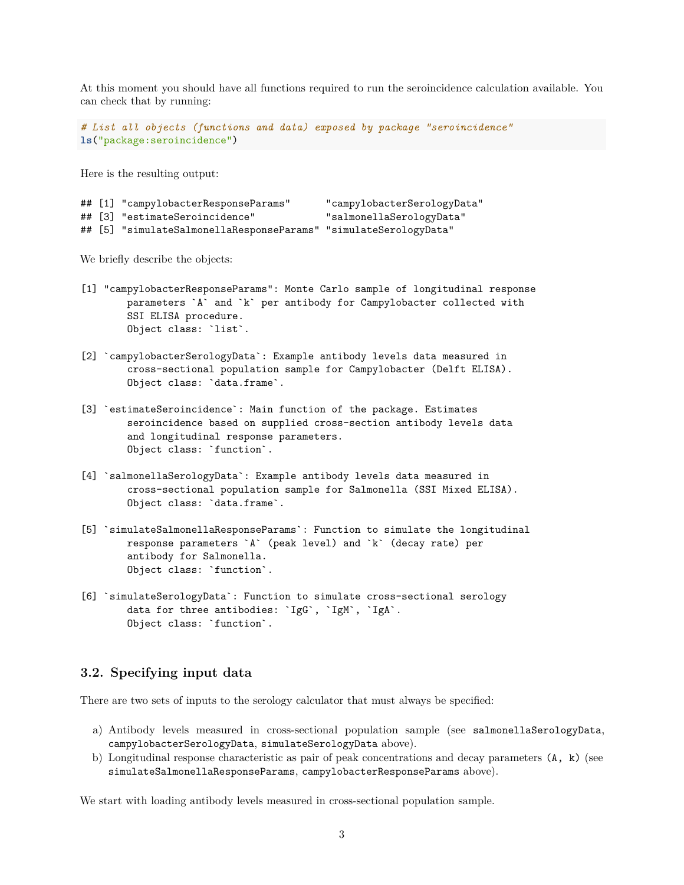At this moment you should have all functions required to run the seroincidence calculation available. You can check that by running:

```
# List all objects (functions and data) exposed by package "seroincidence"
ls("package:seroincidence")
```

Here is the resulting output:

```
## [1] "campylobacterResponseParams"      "campylobacterSerologyData"
## [3] "estimateSeroincidence"            "salmonellaSerologyData"
## [5] "simulateSalmonellaResponseParams" "simulateSerologyData"
```

We briefly describe the objects:

```
[1] "campylobacterResponseParams": Monte Carlo sample of longitudinal response
        parameters `A` and `k` per antibody for Campylobacter collected with
        SSI ELISA procedure.
        Object class: `list`.

[2] `campylobacterSerologyData`: Example antibody levels data measured in
        cross-sectional population sample for Campylobacter (Delft ELISA).
        Object class: `data.frame`.

[3] `estimateSeroincidence`: Main function of the package. Estimates
        seroincidence based on supplied cross-section antibody levels data
        and longitudinal response parameters.
        Object class: `function`.

[4] `salmonellaSerologyData`: Example antibody levels data measured in
        cross-sectional population sample for Salmonella (SSI Mixed ELISA).
        Object class: `data.frame`.

[5] `simulateSalmonellaResponseParams`: Function to simulate the longitudinal
        response parameters `A` (peak level) and `k` (decay rate) per
        antibody for Salmonella.
        Object class: `function`.

[6] `simulateSerologyData`: Function to simulate cross-sectional serology
        data for three antibodies: `IgG`, `IgM`, `IgA`.
        Object class: `function`.
```

### 3.2. Specifying input data

There are two sets of inputs to the serology calculator that must always be specified:

a) Antibody levels measured in cross-sectional population sample (see `salmonellaSerologyData`, `campylobacterSerologyData`, `simulateSerologyData` above).
b) Longitudinal response characteristic as pair of peak concentrations and decay parameters `(A, k)` (see `simulateSalmonellaResponseParams`, `campylobacterResponseParams` above).

We start with loading antibody levels measured in cross-sectional population sample.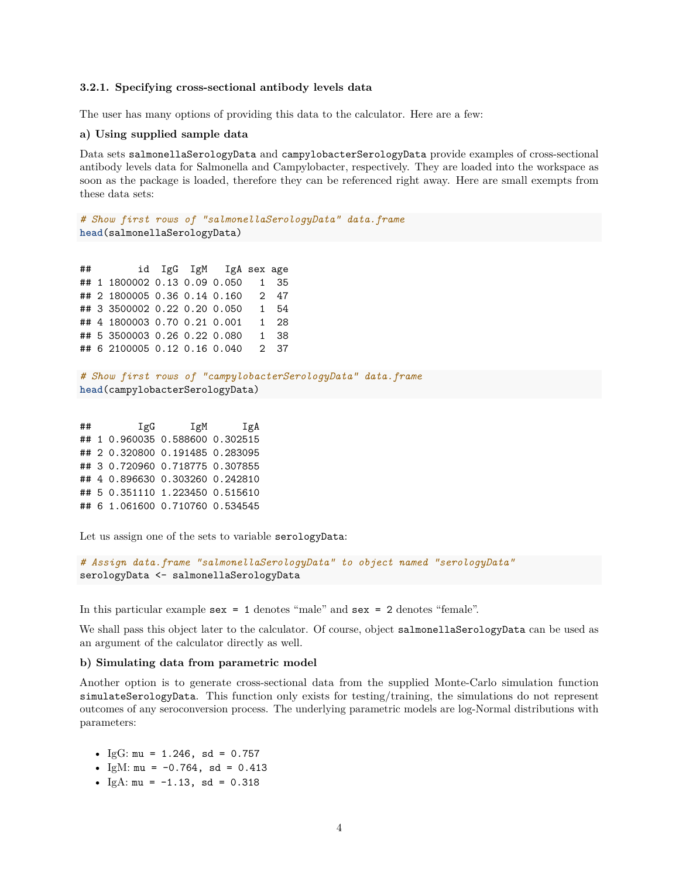#### 3.2.1. Specifying cross-sectional antibody levels data

The user has many options of providing this data to the calculator. Here are a few:

**a) Using supplied sample data**

Data sets `salmonellaSerologyData` and `campylobacterSerologyData` provide examples of cross-sectional antibody levels data for Salmonella and Campylobacter, respectively. They are loaded into the workspace as soon as the package is loaded, therefore they can be referenced right away. Here are small exempts from these data sets:

```r
# Show first rows of "salmonellaSerologyData" data.frame
head(salmonellaSerologyData)
```

```
##        id  IgG  IgM   IgA sex age
## 1 1800002 0.13 0.09 0.050   1  35
## 2 1800005 0.36 0.14 0.160   2  47
## 3 3500002 0.22 0.20 0.050   1  54
## 4 1800003 0.70 0.21 0.001   1  28
## 5 3500003 0.26 0.22 0.080   1  38
## 6 2100005 0.12 0.16 0.040   2  37
```

```r
# Show first rows of "campylobacterSerologyData" data.frame
head(campylobacterSerologyData)
```

```
##        IgG      IgM      IgA
## 1 0.960035 0.588600 0.302515
## 2 0.320800 0.191485 0.283095
## 3 0.720960 0.718775 0.307855
## 4 0.896630 0.303260 0.242810
## 5 0.351110 1.223450 0.515610
## 6 1.061600 0.710760 0.534545
```

Let us assign one of the sets to variable `serologyData`:

```r
# Assign data.frame "salmonellaSerologyData" to object named "serologyData"
serologyData <- salmonellaSerologyData
```

In this particular example `sex = 1` denotes "male" and `sex = 2` denotes "female".

We shall pass this object later to the calculator. Of course, object `salmonellaSerologyData` can be used as an argument of the calculator directly as well.

**b) Simulating data from parametric model**

Another option is to generate cross-sectional data from the supplied Monte-Carlo simulation function `simulateSerologyData`. This function only exists for testing/training, the simulations do not represent outcomes of any seroconversion process. The underlying parametric models are log-Normal distributions with parameters:

- IgG: `mu = 1.246, sd = 0.757`
- IgM: `mu = -0.764, sd = 0.413`
- IgA: `mu = -1.13, sd = 0.318`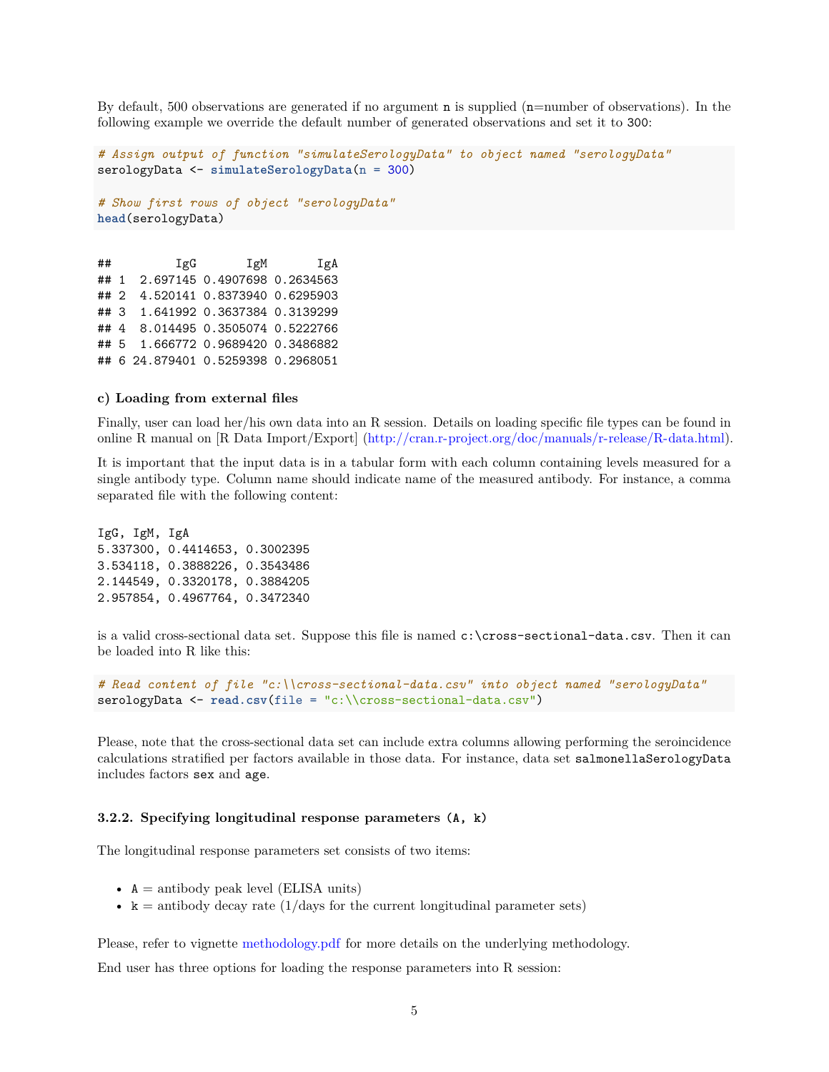By default, 500 observations are generated if no argument `n` is supplied (`n`=number of observations). In the following example we override the default number of generated observations and set it to `300`:

```r
# Assign output of function "simulateSerologyData" to object named "serologyData"
serologyData <- simulateSerologyData(n = 300)

# Show first rows of object "serologyData"
head(serologyData)
```

```
##         IgG       IgM       IgA
## 1  2.697145 0.4907698 0.2634563
## 2  4.520141 0.8373940 0.6295903
## 3  1.641992 0.3637384 0.3139299
## 4  8.014495 0.3505074 0.5222766
## 5  1.666772 0.9689420 0.3486882
## 6 24.879401 0.5259398 0.2968051
```

#### c) Loading from external files

Finally, user can load her/his own data into an R session. Details on loading specific file types can be found in online R manual on [R Data Import/Export] (http://cran.r-project.org/doc/manuals/r-release/R-data.html).

It is important that the input data is in a tabular form with each column containing levels measured for a single antibody type. Column name should indicate name of the measured antibody. For instance, a comma separated file with the following content:

```
IgG, IgM, IgA
5.337300, 0.4414653, 0.3002395
3.534118, 0.3888226, 0.3543486
2.144549, 0.3320178, 0.3884205
2.957854, 0.4967764, 0.3472340
```

is a valid cross-sectional data set. Suppose this file is named `c:\cross-sectional-data.csv`. Then it can be loaded into R like this:

```r
# Read content of file "c:\\cross-sectional-data.csv" into object named "serologyData"
serologyData <- read.csv(file = "c:\\cross-sectional-data.csv")
```

Please, note that the cross-sectional data set can include extra columns allowing performing the seroincidence calculations stratified per factors available in those data. For instance, data set `salmonellaSerologyData` includes factors `sex` and `age`.

### 3.2.2. Specifying longitudinal response parameters (`A, k`)

The longitudinal response parameters set consists of two items:

- `A` = antibody peak level (ELISA units)
- `k` = antibody decay rate (1/days for the current longitudinal parameter sets)

Please, refer to vignette methodology.pdf for more details on the underlying methodology.

End user has three options for loading the response parameters into R session: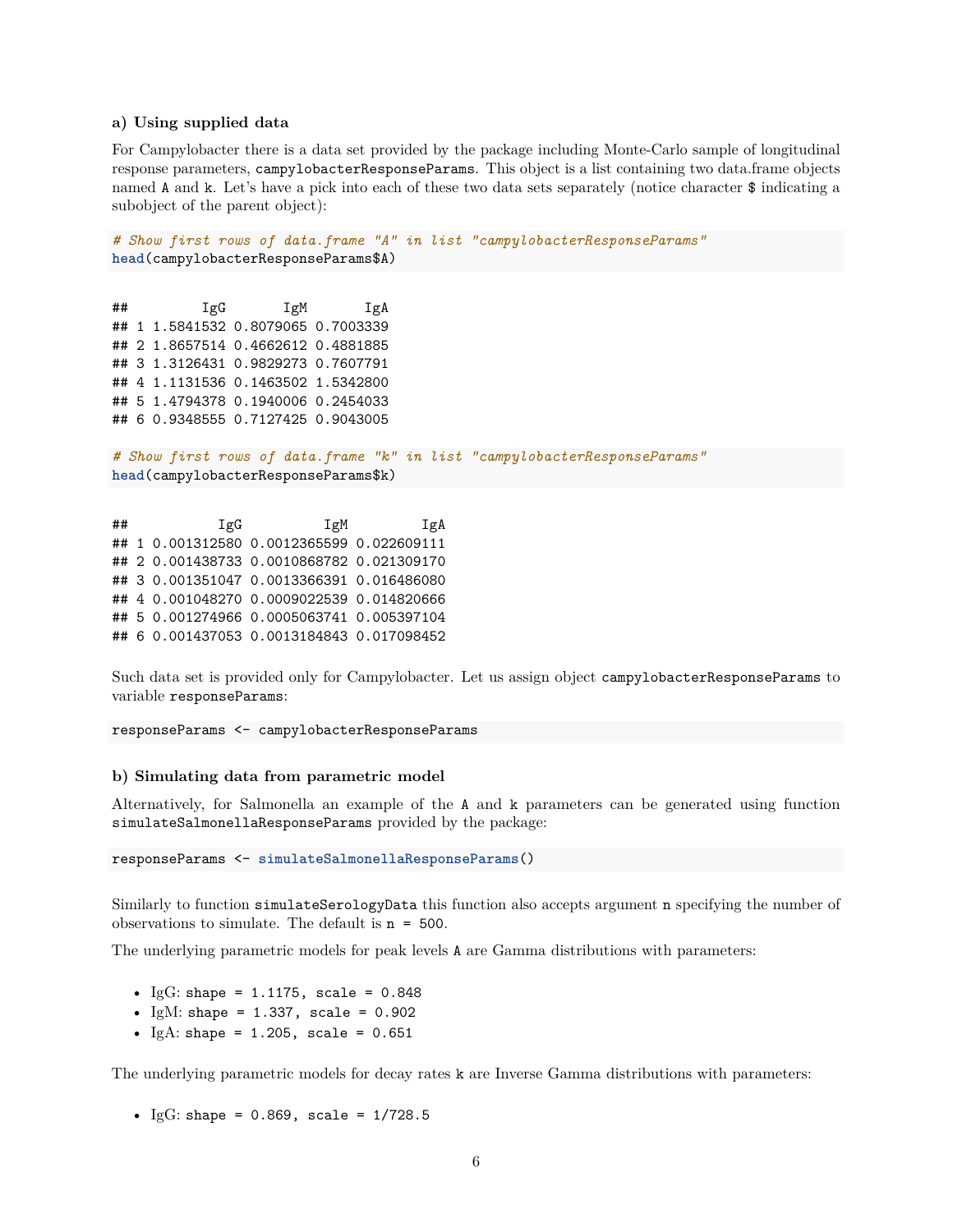### a) Using supplied data

For Campylobacter there is a data set provided by the package including Monte-Carlo sample of longitudinal response parameters, `campylobacterResponseParams`. This object is a list containing two data.frame objects named `A` and `k`. Let's have a pick into each of these two data sets separately (notice character `$` indicating a subobject of the parent object):

```
# Show first rows of data.frame "A" in list "campylobacterResponseParams"
head(campylobacterResponseParams$A)
```

```
##         IgG       IgM       IgA
## 1 1.5841532 0.8079065 0.7003339
## 2 1.8657514 0.4662612 0.4881885
## 3 1.3126431 0.9829273 0.7607791
## 4 1.1131536 0.1463502 1.5342800
## 5 1.4794378 0.1940006 0.2454033
## 6 0.9348555 0.7127425 0.9043005
```

```
# Show first rows of data.frame "k" in list "campylobacterResponseParams"
head(campylobacterResponseParams$k)
```

```
##           IgG          IgM         IgA
## 1 0.001312580 0.0012365599 0.022609111
## 2 0.001438733 0.0010868782 0.021309170
## 3 0.001351047 0.0013366391 0.016486080
## 4 0.001048270 0.0009022539 0.014820666
## 5 0.001274966 0.0005063741 0.005397104
## 6 0.001437053 0.0013184843 0.017098452
```

Such data set is provided only for Campylobacter. Let us assign object `campylobacterResponseParams` to variable `responseParams`:

```
responseParams <- campylobacterResponseParams
```

### b) Simulating data from parametric model

Alternatively, for Salmonella an example of the `A` and `k` parameters can be generated using function `simulateSalmonellaResponseParams` provided by the package:

```
responseParams <- simulateSalmonellaResponseParams()
```

Similarly to function `simulateSerologyData` this function also accepts argument `n` specifying the number of observations to simulate. The default is `n = 500`.

The underlying parametric models for peak levels `A` are Gamma distributions with parameters:

- IgG: `shape = 1.1175, scale = 0.848`
- IgM: `shape = 1.337, scale = 0.902`
- IgA: `shape = 1.205, scale = 0.651`

The underlying parametric models for decay rates `k` are Inverse Gamma distributions with parameters:

- IgG: `shape = 0.869, scale = 1/728.5`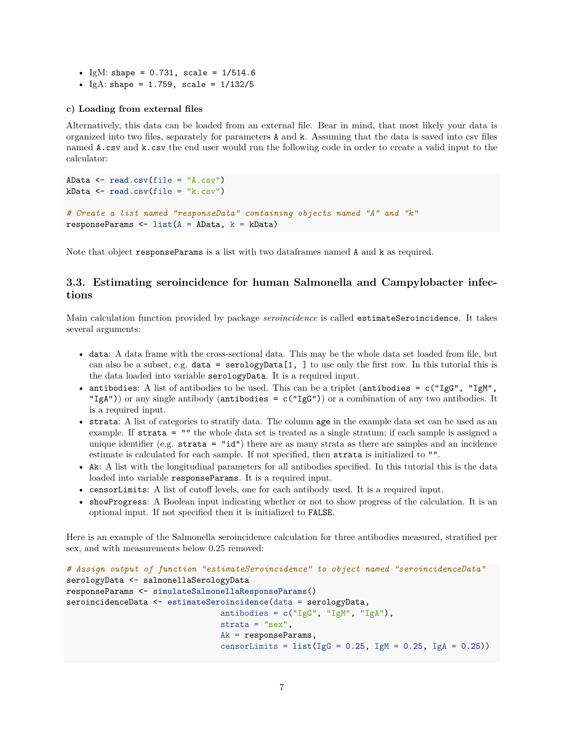- IgM: `shape = 0.731, scale = 1/514.6`
- IgA: `shape = 1.759, scale = 1/132/5`

**c) Loading from external files**

Alternatively, this data can be loaded from an external file. Bear in mind, that most likely your data is organized into two files, separately for parameters `A` and `k`. Assuming that the data is saved into csv files named `A.csv` and `k.csv` the end user would run the following code in order to create a valid input to the calculator:

```
AData <- read.csv(file = "A.csv")
kData <- read.csv(file = "k.csv")

# Create a list named "responseData" containing objects named "A" and "k"
responseParams <- list(A = AData, k = kData)
```

Note that object `responseParams` is a list with two dataframes named `A` and `k` as required.

## 3.3. Estimating seroincidence for human Salmonella and Campylobacter infections

Main calculation function provided by package *seroincidence* is called `estimateSeroincidence`. It takes several arguments:

- `data`: A data frame with the cross-sectional data. This may be the whole data set loaded from file, but can also be a subset, e.g. `data = serologyData[1, ]` to use only the first row. In this tutorial this is the data loaded into variable `serologyData`. It is a required input.
- `antibodies`: A list of antibodies to be used. This can be a triplet (`antibodies = c("IgG", "IgM", "IgA")`) or any single antibody (`antibodies = c("IgG")`) or a combination of any two antibodies. It is a required input.
- `strata`: A list of categories to stratify data. The column `age` in the example data set can be used as an example. If `strata = ""` the whole data set is treated as a single stratum; if each sample is assigned a unique identifier (e.g. `strata = "id"`) there are as many strata as there are samples and an incidence estimate is calculated for each sample. If not specified, then `strata` is initialized to `""`.
- `Ak`: A list with the longitudinal parameters for all antibodies specified. In this tutorial this is the data loaded into variable `responseParams`. It is a required input.
- `censorLimits`: A list of cutoff levels, one for each antibody used. It is a required input.
- `showProgress`: A Boolean input indicating whether or not to show progress of the calculation. It is an optional input. If not specified then it is initialized to `FALSE`.

Here is an example of the Salmonella seroincidence calculation for three antibodies measured, stratified per sex, and with measurements below 0.25 removed:

```
# Assign output of function "estimateSeroincidence" to object named "seroincidenceData"
serologyData <- salmonellaSerologyData
responseParams <- simulateSalmonellaResponseParams()
seroincidenceData <- estimateSeroincidence(data = serologyData,
                              antibodies = c("IgG", "IgM", "IgA"),
                              strata = "sex",
                              Ak = responseParams,
                              censorLimits = list(IgG = 0.25, IgM = 0.25, IgA = 0.25))
```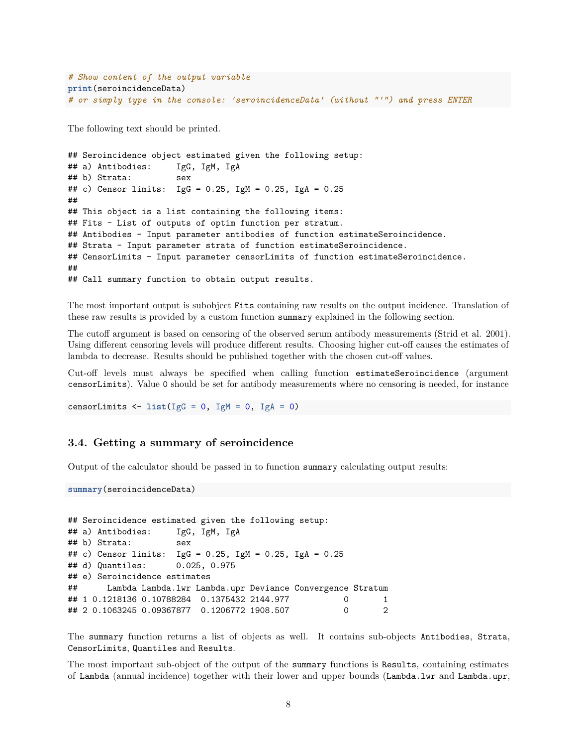```r
# Show content of the output variable
print(seroincidenceData)
# or simply type in the console: 'seroincidenceData' (without "'") and press ENTER
```

The following text should be printed.

```
## Seroincidence object estimated given the following setup:
## a) Antibodies:     IgG, IgM, IgA
## b) Strata:         sex
## c) Censor limits:  IgG = 0.25, IgM = 0.25, IgA = 0.25
##
## This object is a list containing the following items:
## Fits - List of outputs of optim function per stratum.
## Antibodies - Input parameter antibodies of function estimateSeroincidence.
## Strata - Input parameter strata of function estimateSeroincidence.
## CensorLimits - Input parameter censorLimits of function estimateSeroincidence.
##
## Call summary function to obtain output results.
```

The most important output is subobject `Fits` containing raw results on the output incidence. Translation of these raw results is provided by a custom function `summary` explained in the following section.

The cutoff argument is based on censoring of the observed serum antibody measurements (Strid et al. 2001). Using different censoring levels will produce different results. Choosing higher cut-off causes the estimates of lambda to decrease. Results should be published together with the chosen cut-off values.

Cut-off levels must always be specified when calling function `estimateSeroincidence` (argument `censorLimits`). Value `0` should be set for antibody measurements where no censoring is needed, for instance

```r
censorLimits <- list(IgG = 0, IgM = 0, IgA = 0)
```

### 3.4. Getting a summary of seroincidence

Output of the calculator should be passed in to function `summary` calculating output results:

```r
summary(seroincidenceData)
```

```
## Seroincidence estimated given the following setup:
## a) Antibodies:     IgG, IgM, IgA
## b) Strata:         sex
## c) Censor limits:  IgG = 0.25, IgM = 0.25, IgA = 0.25
## d) Quantiles:      0.025, 0.975
## e) Seroincidence estimates
##      Lambda Lambda.lwr Lambda.upr Deviance Convergence Stratum
## 1 0.1218136 0.10788284  0.1375432 2144.977           0       1
## 2 0.1063245 0.09367877  0.1206772 1908.507           0       2
```

The `summary` function returns a list of objects as well. It contains sub-objects `Antibodies`, `Strata`, `CensorLimits`, `Quantiles` and `Results`.

The most important sub-object of the output of the `summary` functions is `Results`, containing estimates of `Lambda` (annual incidence) together with their lower and upper bounds (`Lambda.lwr` and `Lambda.upr`,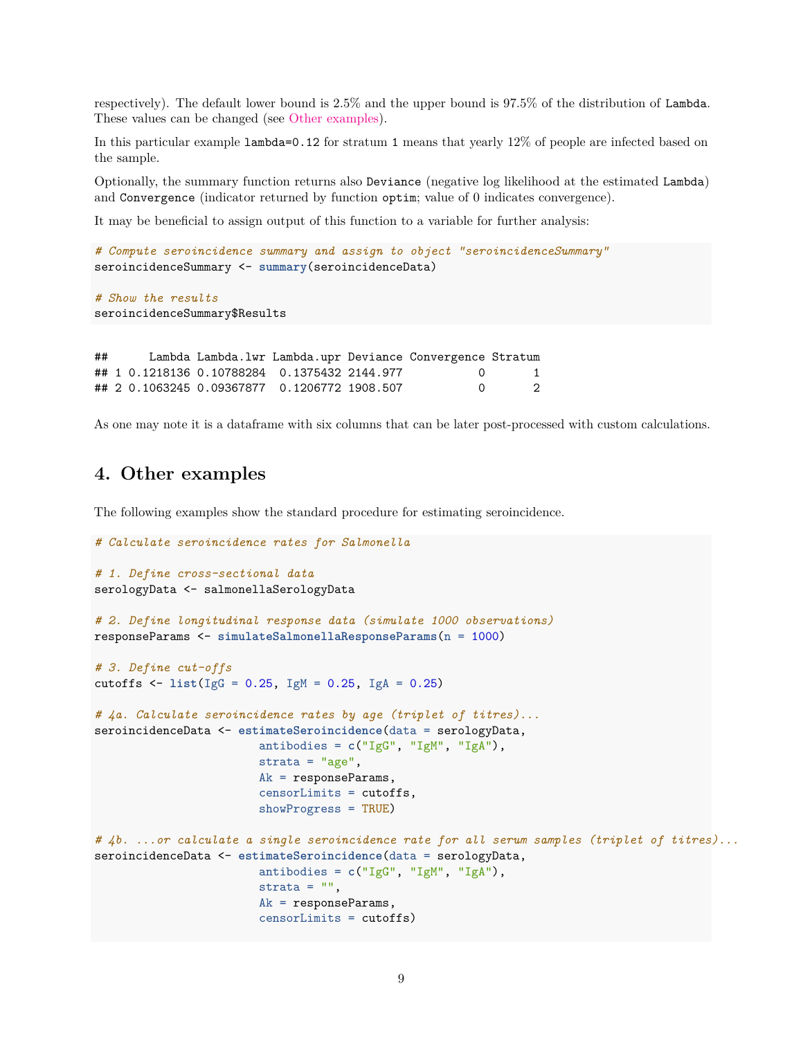respectively). The default lower bound is 2.5% and the upper bound is 97.5% of the distribution of `Lambda`. These values can be changed (see Other examples).

In this particular example `lambda=0.12` for stratum `1` means that yearly 12% of people are infected based on the sample.

Optionally, the summary function returns also `Deviance` (negative log likelihood at the estimated `Lambda`) and `Convergence` (indicator returned by function `optim`; value of 0 indicates convergence).

It may be beneficial to assign output of this function to a variable for further analysis:

```
# Compute seroincidence summary and assign to object "seroincidenceSummary"
seroincidenceSummary <- summary(seroincidenceData)

# Show the results
seroincidenceSummary$Results
```

```
##      Lambda Lambda.lwr Lambda.upr Deviance Convergence Stratum
## 1 0.1218136 0.10788284  0.1375432 2144.977           0       1
## 2 0.1063245 0.09367877  0.1206772 1908.507           0       2
```

As one may note it is a dataframe with six columns that can be later post-processed with custom calculations.

## 4. Other examples

The following examples show the standard procedure for estimating seroincidence.

```
# Calculate seroincidence rates for Salmonella

# 1. Define cross-sectional data
serologyData <- salmonellaSerologyData

# 2. Define longitudinal response data (simulate 1000 observations)
responseParams <- simulateSalmonellaResponseParams(n = 1000)

# 3. Define cut-offs
cutoffs <- list(IgG = 0.25, IgM = 0.25, IgA = 0.25)

# 4a. Calculate seroincidence rates by age (triplet of titres)...
seroincidenceData <- estimateSeroincidence(data = serologyData,
                        antibodies = c("IgG", "IgM", "IgA"),
                        strata = "age",
                        Ak = responseParams,
                        censorLimits = cutoffs,
                        showProgress = TRUE)

# 4b. ...or calculate a single seroincidence rate for all serum samples (triplet of titres)...
seroincidenceData <- estimateSeroincidence(data = serologyData,
                        antibodies = c("IgG", "IgM", "IgA"),
                        strata = "",
                        Ak = responseParams,
                        censorLimits = cutoffs)
```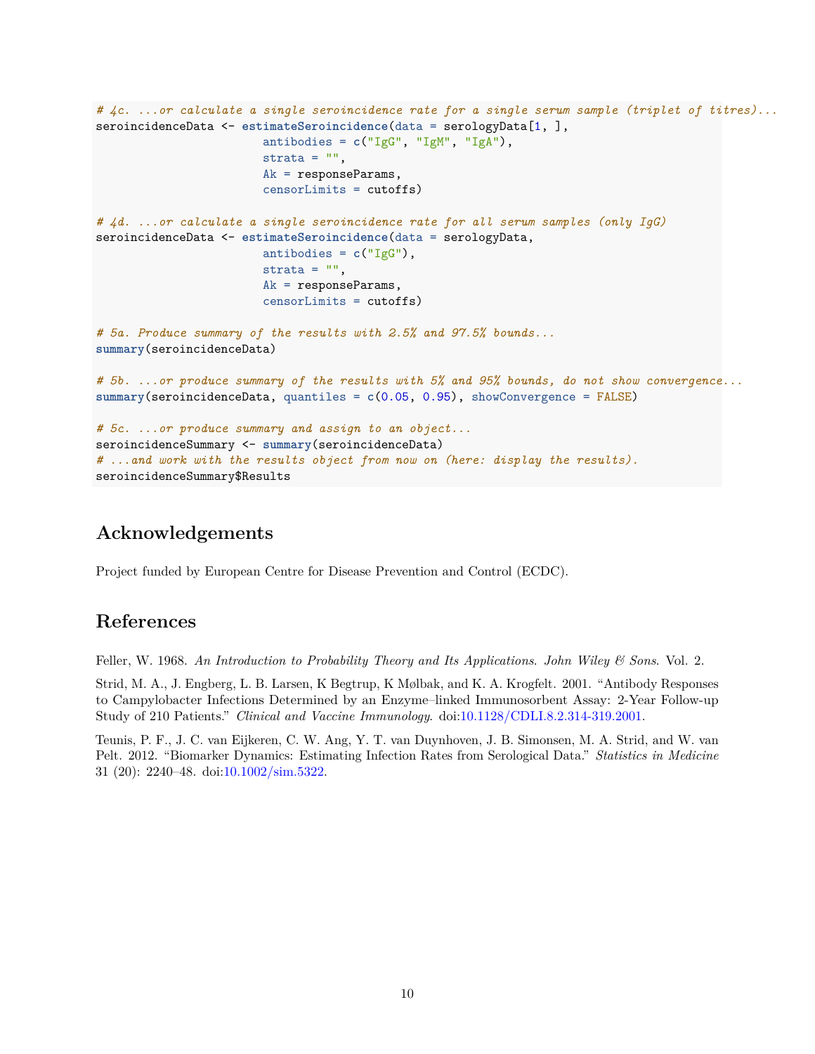```r
# 4c. ...or calculate a single seroincidence rate for a single serum sample (triplet of titres)...
seroincidenceData <- estimateSeroincidence(data = serologyData[1, ],
                        antibodies = c("IgG", "IgM", "IgA"),
                        strata = "",
                        Ak = responseParams,
                        censorLimits = cutoffs)

# 4d. ...or calculate a single seroincidence rate for all serum samples (only IgG)
seroincidenceData <- estimateSeroincidence(data = serologyData,
                        antibodies = c("IgG"),
                        strata = "",
                        Ak = responseParams,
                        censorLimits = cutoffs)

# 5a. Produce summary of the results with 2.5% and 97.5% bounds...
summary(seroincidenceData)

# 5b. ...or produce summary of the results with 5% and 95% bounds, do not show convergence...
summary(seroincidenceData, quantiles = c(0.05, 0.95), showConvergence = FALSE)

# 5c. ...or produce summary and assign to an object...
seroincidenceSummary <- summary(seroincidenceData)
# ...and work with the results object from now on (here: display the results).
seroincidenceSummary$Results
```

## Acknowledgements

Project funded by European Centre for Disease Prevention and Control (ECDC).

## References

Feller, W. 1968. *An Introduction to Probability Theory and Its Applications*. *John Wiley & Sons*. Vol. 2.

Strid, M. A., J. Engberg, L. B. Larsen, K Begtrup, K Mølbak, and K. A. Krogfelt. 2001. "Antibody Responses to Campylobacter Infections Determined by an Enzyme–linked Immunosorbent Assay: 2-Year Follow-up Study of 210 Patients." *Clinical and Vaccine Immunology*. doi:10.1128/CDLI.8.2.314-319.2001.

Teunis, P. F., J. C. van Eijkeren, C. W. Ang, Y. T. van Duynhoven, J. B. Simonsen, M. A. Strid, and W. van Pelt. 2012. "Biomarker Dynamics: Estimating Infection Rates from Serological Data." *Statistics in Medicine* 31 (20): 2240–48. doi:10.1002/sim.5322.